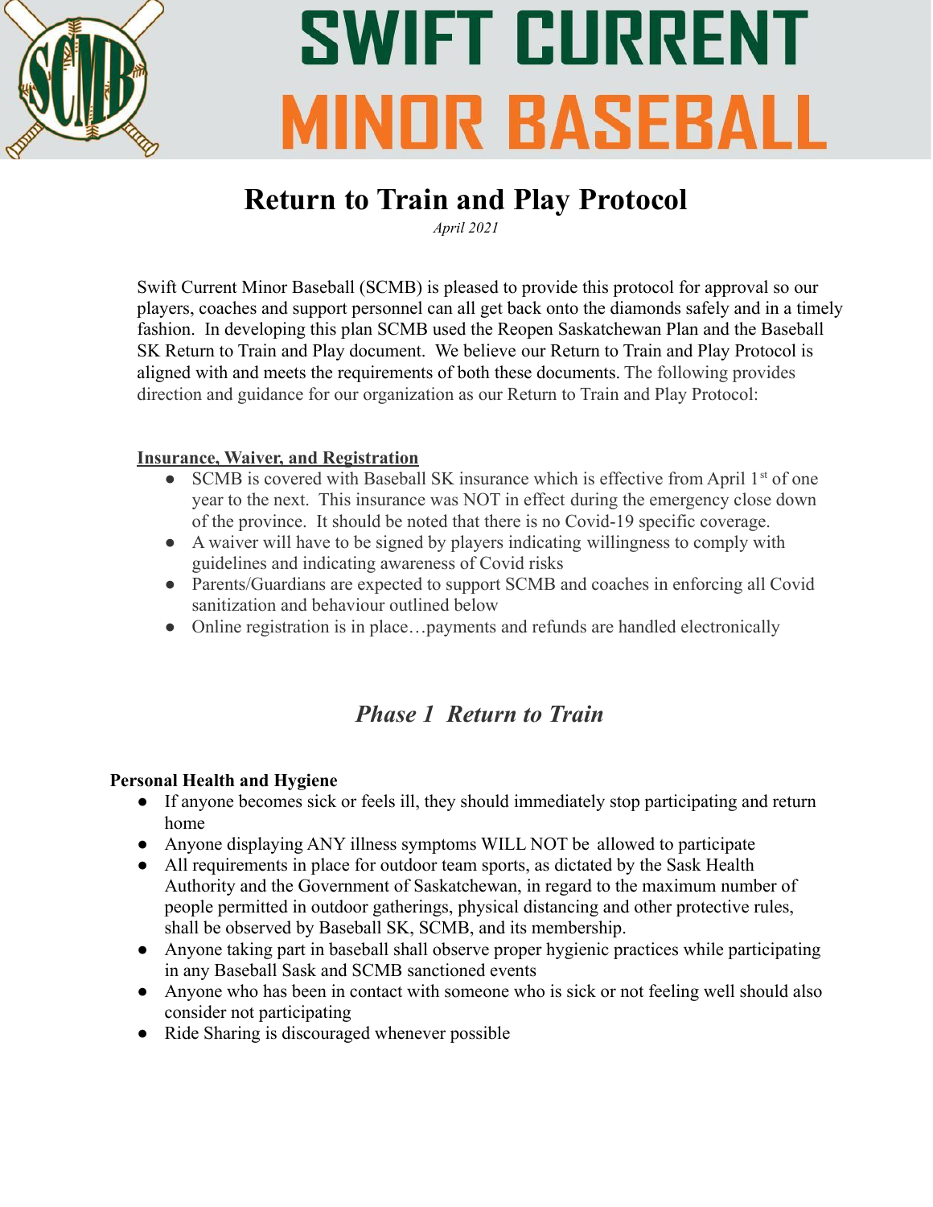# SWIFT CURRENT MINOR BASEBALL

## Return to Train and Play Protocol

*April 2021*

Swift Current Minor Baseball (SCMB) is pleased to provide this protocol for approval so our players, coaches and support personnel can all get back onto the diamonds safely and in a timely fashion. In developing this plan SCMB used the Reopen Saskatchewan Plan and the Baseball SK Return to Train and Play document. We believe our Return to Train and Play Protocol is aligned with and meets the requirements of both these documents. The following provides direction and guidance for our organization as our Return to Train and Play Protocol:

**Insurance, Waiver, and Registration**

- SCMB is covered with Baseball SK insurance which is effective from April 1st of one year to the next. This insurance was NOT in effect during the emergency close down of the province. It should be noted that there is no Covid-19 specific coverage.
- A waiver will have to be signed by players indicating willingness to comply with guidelines and indicating awareness of Covid risks
- Parents/Guardians are expected to support SCMB and coaches in enforcing all Covid sanitization and behaviour outlined below
- Online registration is in place…payments and refunds are handled electronically

## *Phase 1 Return to Train*

**Personal Health and Hygiene**

- If anyone becomes sick or feels ill, they should immediately stop participating and return home
- Anyone displaying ANY illness symptoms WILL NOT be allowed to participate
- All requirements in place for outdoor team sports, as dictated by the Sask Health Authority and the Government of Saskatchewan, in regard to the maximum number of people permitted in outdoor gatherings, physical distancing and other protective rules, shall be observed by Baseball SK, SCMB, and its membership.
- Anyone taking part in baseball shall observe proper hygienic practices while participating in any Baseball Sask and SCMB sanctioned events
- Anyone who has been in contact with someone who is sick or not feeling well should also consider not participating
- Ride Sharing is discouraged whenever possible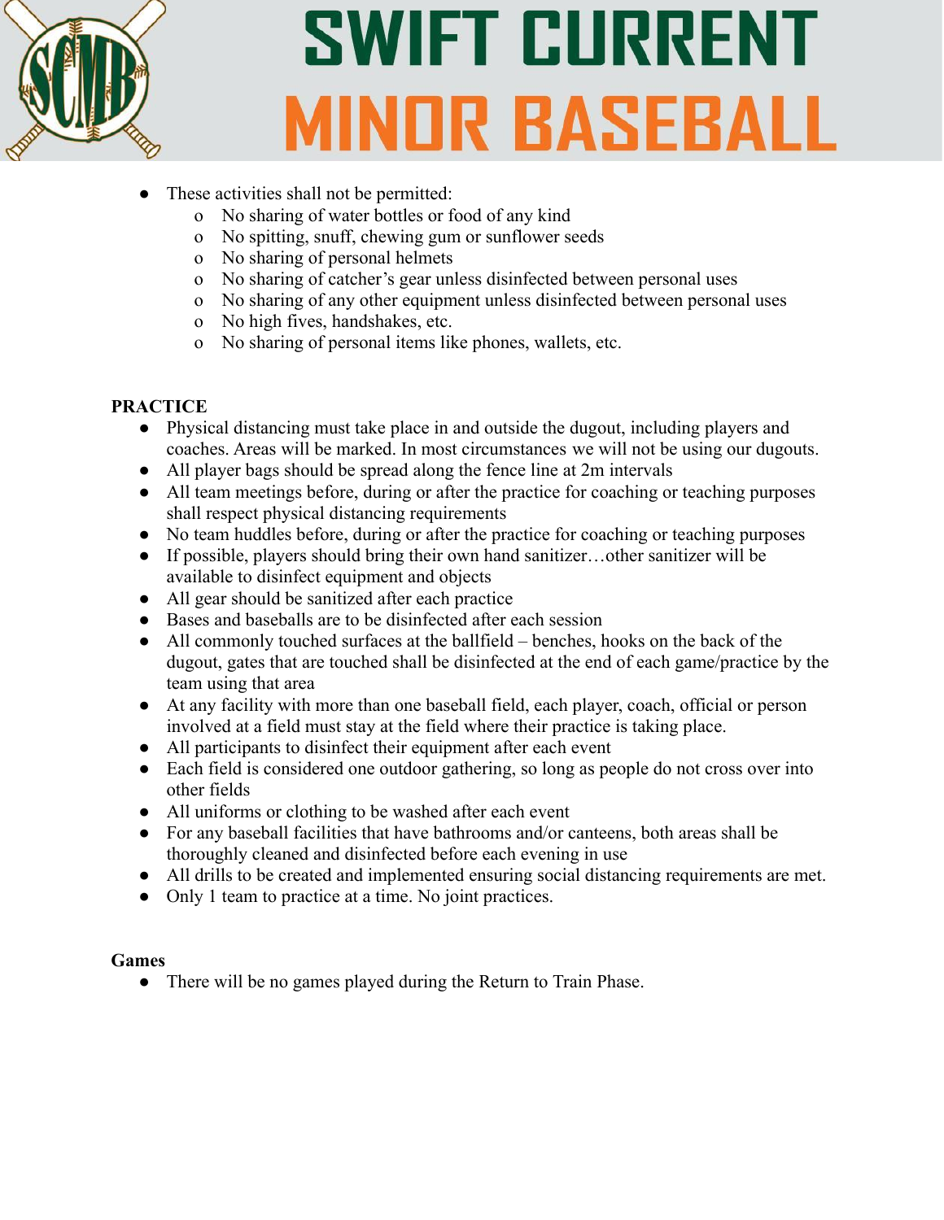- These activities shall not be permitted:
  - No sharing of water bottles or food of any kind
  - No spitting, snuff, chewing gum or sunflower seeds
  - No sharing of personal helmets
  - No sharing of catcher's gear unless disinfected between personal uses
  - No sharing of any other equipment unless disinfected between personal uses
  - No high fives, handshakes, etc.
  - No sharing of personal items like phones, wallets, etc.

**PRACTICE**

- Physical distancing must take place in and outside the dugout, including players and coaches. Areas will be marked. In most circumstances we will not be using our dugouts.
- All player bags should be spread along the fence line at 2m intervals
- All team meetings before, during or after the practice for coaching or teaching purposes shall respect physical distancing requirements
- No team huddles before, during or after the practice for coaching or teaching purposes
- If possible, players should bring their own hand sanitizer…other sanitizer will be available to disinfect equipment and objects
- All gear should be sanitized after each practice
- Bases and baseballs are to be disinfected after each session
- All commonly touched surfaces at the ballfield – benches, hooks on the back of the dugout, gates that are touched shall be disinfected at the end of each game/practice by the team using that area
- At any facility with more than one baseball field, each player, coach, official or person involved at a field must stay at the field where their practice is taking place.
- All participants to disinfect their equipment after each event
- Each field is considered one outdoor gathering, so long as people do not cross over into other fields
- All uniforms or clothing to be washed after each event
- For any baseball facilities that have bathrooms and/or canteens, both areas shall be thoroughly cleaned and disinfected before each evening in use
- All drills to be created and implemented ensuring social distancing requirements are met.
- Only 1 team to practice at a time. No joint practices.

**Games**

- There will be no games played during the Return to Train Phase.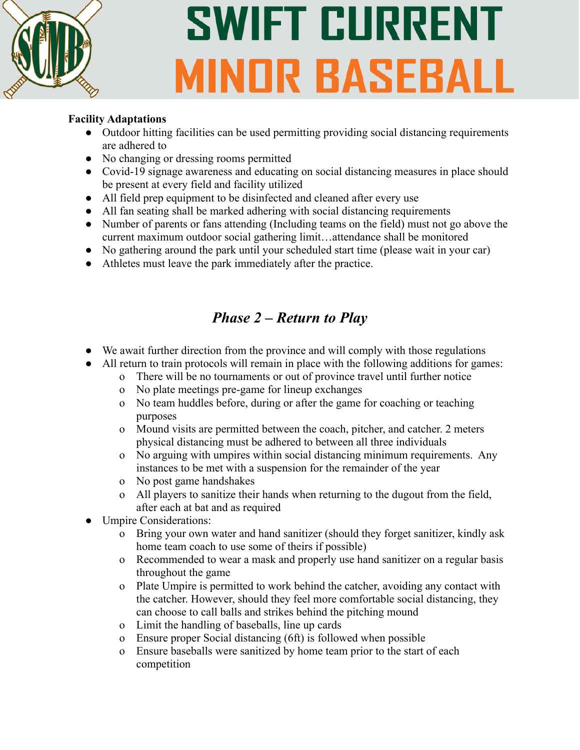**Facility Adaptations**

- Outdoor hitting facilities can be used permitting providing social distancing requirements are adhered to
- No changing or dressing rooms permitted
- Covid-19 signage awareness and educating on social distancing measures in place should be present at every field and facility utilized
- All field prep equipment to be disinfected and cleaned after every use
- All fan seating shall be marked adhering with social distancing requirements
- Number of parents or fans attending (Including teams on the field) must not go above the current maximum outdoor social gathering limit…attendance shall be monitored
- No gathering around the park until your scheduled start time (please wait in your car)
- Athletes must leave the park immediately after the practice.

## *Phase 2 – Return to Play*

- We await further direction from the province and will comply with those regulations
- All return to train protocols will remain in place with the following additions for games:
    - There will be no tournaments or out of province travel until further notice
    - No plate meetings pre-game for lineup exchanges
    - No team huddles before, during or after the game for coaching or teaching purposes
    - Mound visits are permitted between the coach, pitcher, and catcher. 2 meters physical distancing must be adhered to between all three individuals
    - No arguing with umpires within social distancing minimum requirements. Any instances to be met with a suspension for the remainder of the year
    - No post game handshakes
    - All players to sanitize their hands when returning to the dugout from the field, after each at bat and as required
- Umpire Considerations:
    - Bring your own water and hand sanitizer (should they forget sanitizer, kindly ask home team coach to use some of theirs if possible)
    - Recommended to wear a mask and properly use hand sanitizer on a regular basis throughout the game
    - Plate Umpire is permitted to work behind the catcher, avoiding any contact with the catcher. However, should they feel more comfortable social distancing, they can choose to call balls and strikes behind the pitching mound
    - Limit the handling of baseballs, line up cards
    - Ensure proper Social distancing (6ft) is followed when possible
    - Ensure baseballs were sanitized by home team prior to the start of each competition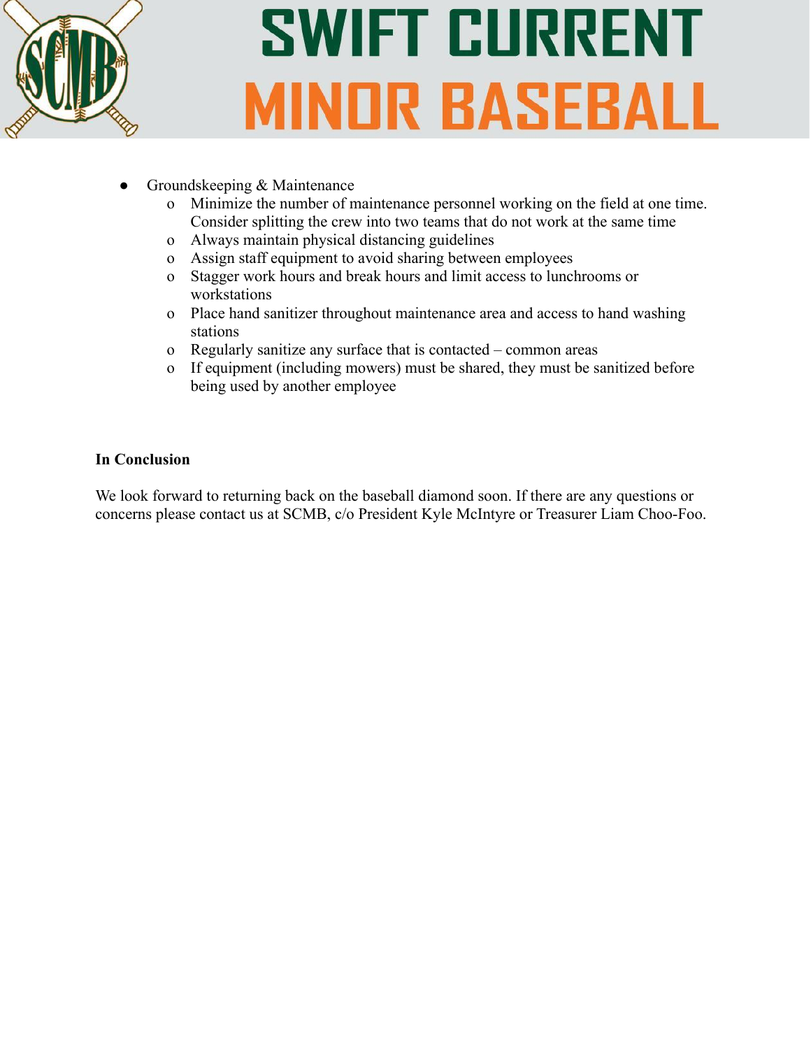- Groundskeeping & Maintenance
  - Minimize the number of maintenance personnel working on the field at one time. Consider splitting the crew into two teams that do not work at the same time
  - Always maintain physical distancing guidelines
  - Assign staff equipment to avoid sharing between employees
  - Stagger work hours and break hours and limit access to lunchrooms or workstations
  - Place hand sanitizer throughout maintenance area and access to hand washing stations
  - Regularly sanitize any surface that is contacted – common areas
  - If equipment (including mowers) must be shared, they must be sanitized before being used by another employee

**In Conclusion**

We look forward to returning back on the baseball diamond soon. If there are any questions or concerns please contact us at SCMB, c/o President Kyle McIntyre or Treasurer Liam Choo-Foo.